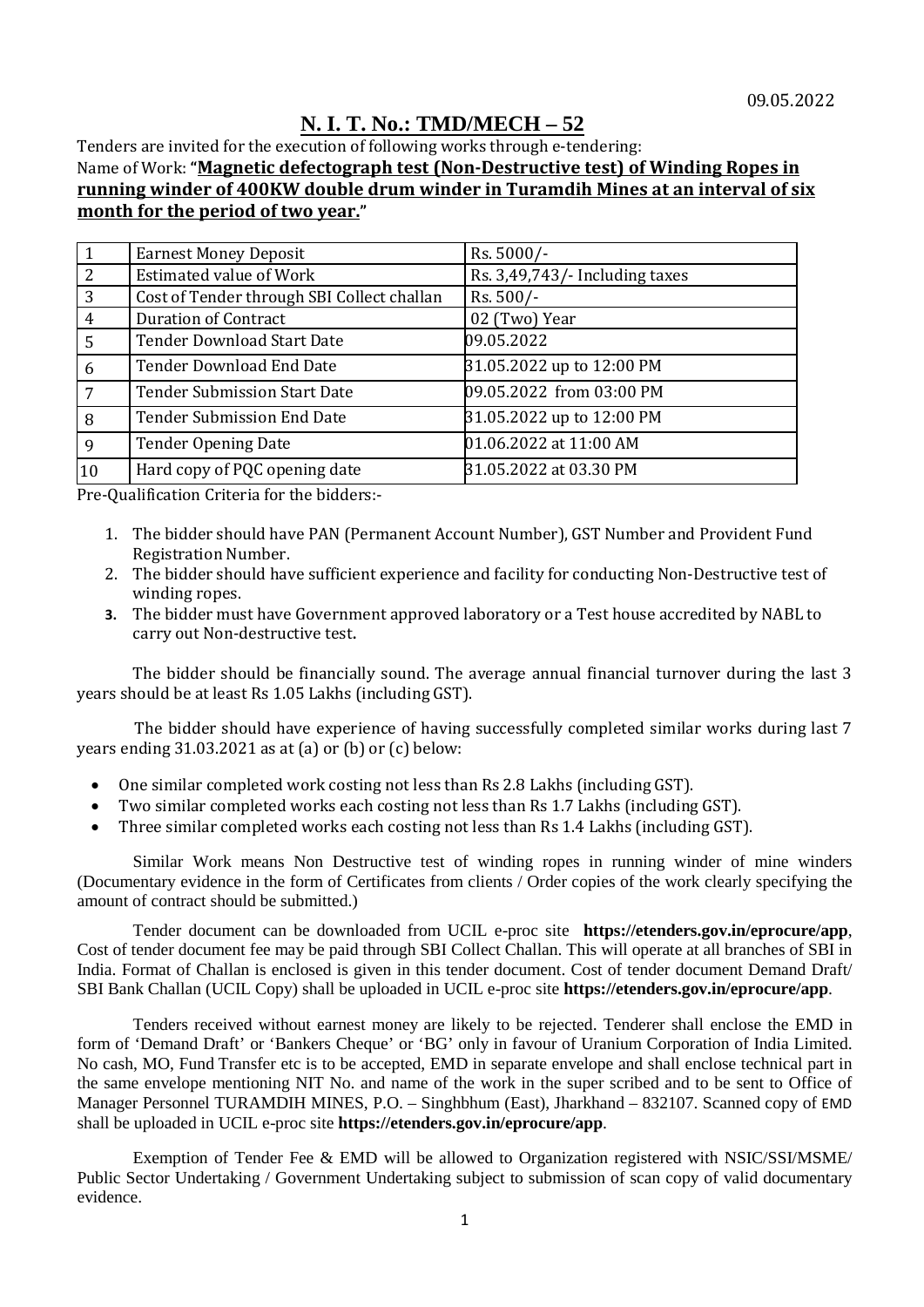09.05.2022

# N. I. T. No.: TMD/MECH – 52

Tenders are invited for the execution of following works through e-tendering:
Name of Work: **"Magnetic defectograph test (Non-Destructive test) of Winding Ropes in running winder of 400KW double drum winder in Turamdih Mines at an interval of six month for the period of two year."**

| | | |
|---|---|---|
| 1 | Earnest Money Deposit | Rs. 5000/- |
| 2 | Estimated value of Work | Rs. 3,49,743/- Including taxes |
| 3 | Cost of Tender through SBI Collect challan | Rs. 500/- |
| 4 | Duration of Contract | 02 (Two) Year |
| 5 | Tender Download Start Date | 09.05.2022 |
| 6 | Tender Download End Date | 31.05.2022 up to 12:00 PM |
| 7 | Tender Submission Start Date | 09.05.2022 from 03:00 PM |
| 8 | Tender Submission End Date | 31.05.2022 up to 12:00 PM |
| 9 | Tender Opening Date | 01.06.2022 at 11:00 AM |
| 10 | Hard copy of PQC opening date | 31.05.2022 at 03.30 PM |

Pre-Qualification Criteria for the bidders:-

1. The bidder should have PAN (Permanent Account Number), GST Number and Provident Fund Registration Number.
2. The bidder should have sufficient experience and facility for conducting Non-Destructive test of winding ropes.
3. The bidder must have Government approved laboratory or a Test house accredited by NABL to carry out Non-destructive test**.**

The bidder should be financially sound. The average annual financial turnover during the last 3 years should be at least Rs 1.05 Lakhs (including GST).

The bidder should have experience of having successfully completed similar works during last 7 years ending 31.03.2021 as at (a) or (b) or (c) below:

- One similar completed work costing not less than Rs 2.8 Lakhs (including GST).
- Two similar completed works each costing not less than Rs 1.7 Lakhs (including GST).
- Three similar completed works each costing not less than Rs 1.4 Lakhs (including GST).

Similar Work means Non Destructive test of winding ropes in running winder of mine winders (Documentary evidence in the form of Certificates from clients / Order copies of the work clearly specifying the amount of contract should be submitted.)

Tender document can be downloaded from UCIL e-proc site **https://etenders.gov.in/eprocure/app**, Cost of tender document fee may be paid through SBI Collect Challan. This will operate at all branches of SBI in India. Format of Challan is enclosed is given in this tender document. Cost of tender document Demand Draft/ SBI Bank Challan (UCIL Copy) shall be uploaded in UCIL e-proc site **https://etenders.gov.in/eprocure/app**.

Tenders received without earnest money are likely to be rejected. Tenderer shall enclose the EMD in form of 'Demand Draft' or 'Bankers Cheque' or 'BG' only in favour of Uranium Corporation of India Limited. No cash, MO, Fund Transfer etc is to be accepted, EMD in separate envelope and shall enclose technical part in the same envelope mentioning NIT No. and name of the work in the super scribed and to be sent to Office of Manager Personnel TURAMDIH MINES, P.O. – Singhbhum (East), Jharkhand – 832107. Scanned copy of EMD shall be uploaded in UCIL e-proc site **https://etenders.gov.in/eprocure/app**.

Exemption of Tender Fee & EMD will be allowed to Organization registered with NSIC/SSI/MSME/ Public Sector Undertaking / Government Undertaking subject to submission of scan copy of valid documentary evidence.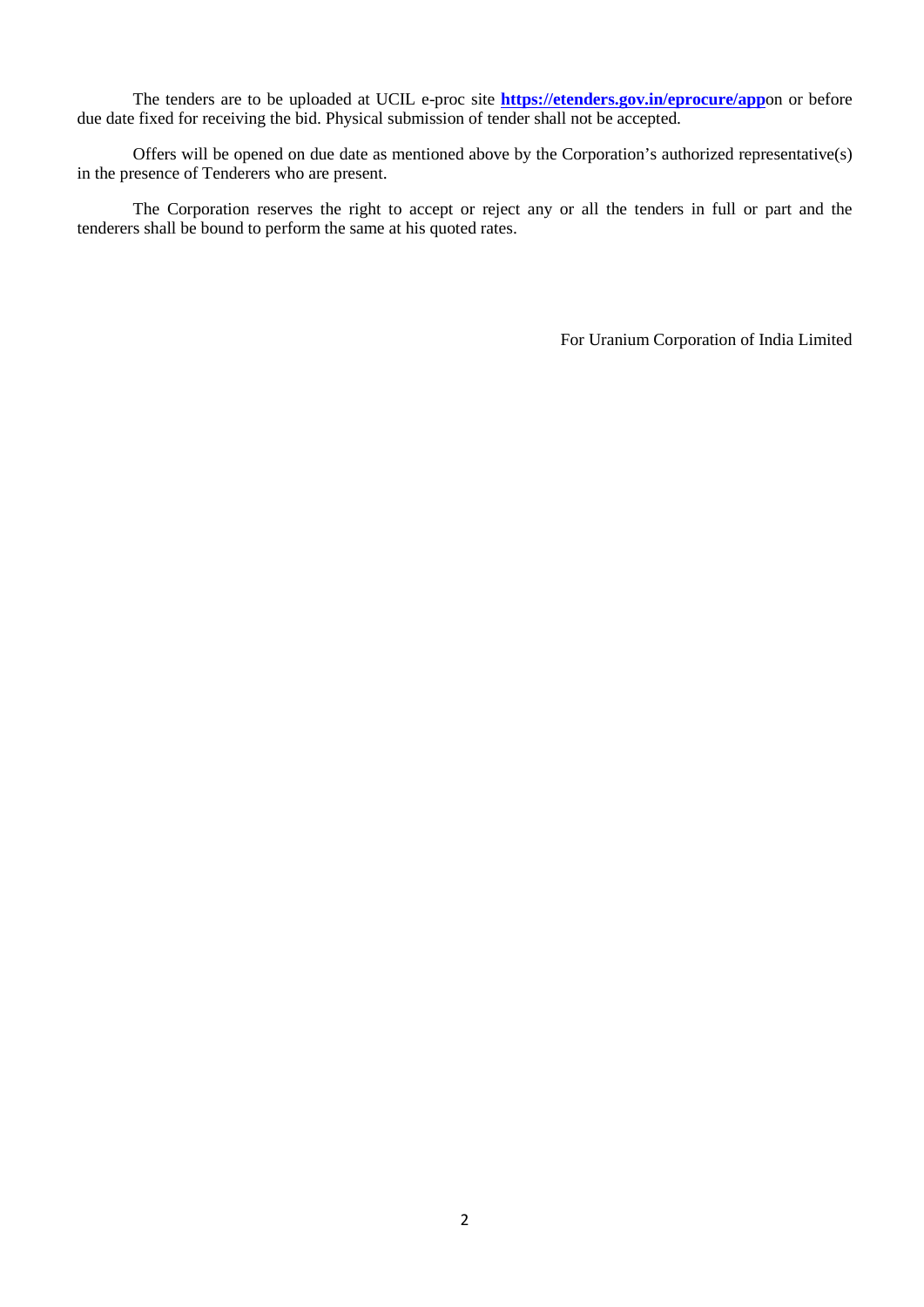The tenders are to be uploaded at UCIL e-proc site **https://etenders.gov.in/eprocure/app**on or before due date fixed for receiving the bid. Physical submission of tender shall not be accepted.

Offers will be opened on due date as mentioned above by the Corporation's authorized representative(s) in the presence of Tenderers who are present.

The Corporation reserves the right to accept or reject any or all the tenders in full or part and the tenderers shall be bound to perform the same at his quoted rates.

For Uranium Corporation of India Limited